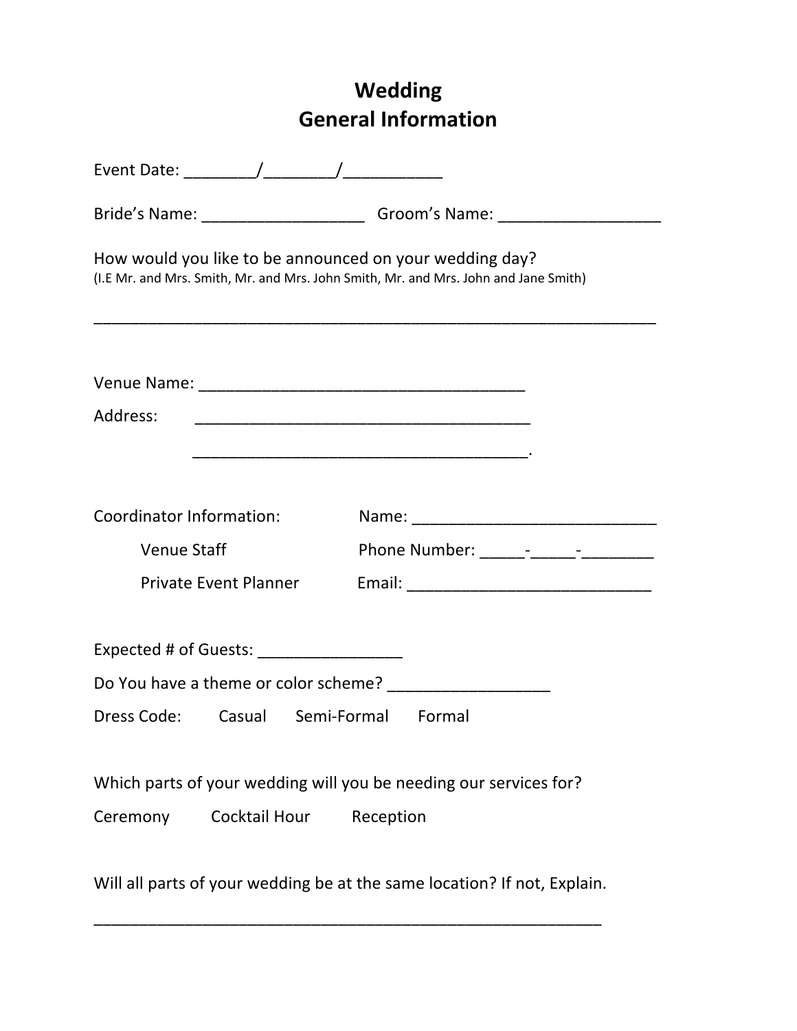# Wedding
# General Information

Event Date: ________/________/___________

Bride's Name: __________________ Groom's Name: __________________

How would you like to be announced on your wedding day?
(I.E Mr. and Mrs. Smith, Mr. and Mrs. John Smith, Mr. and Mrs. John and Jane Smith)

_________________________________________________________________

Venue Name: _____________________________________

Address: _______________________________________

_______________________________________.

Coordinator Information:

- Venue Staff
- Private Event Planner

Name: ____________________________

Phone Number: _____-_____-________

Email: ____________________________

Expected # of Guests: ________________

Do You have a theme or color scheme? __________________

Dress Code: Casual Semi-Formal Formal

Which parts of your wedding will you be needing our services for?

Ceremony Cocktail Hour Reception

Will all parts of your wedding be at the same location? If not, Explain.

___________________________________________________________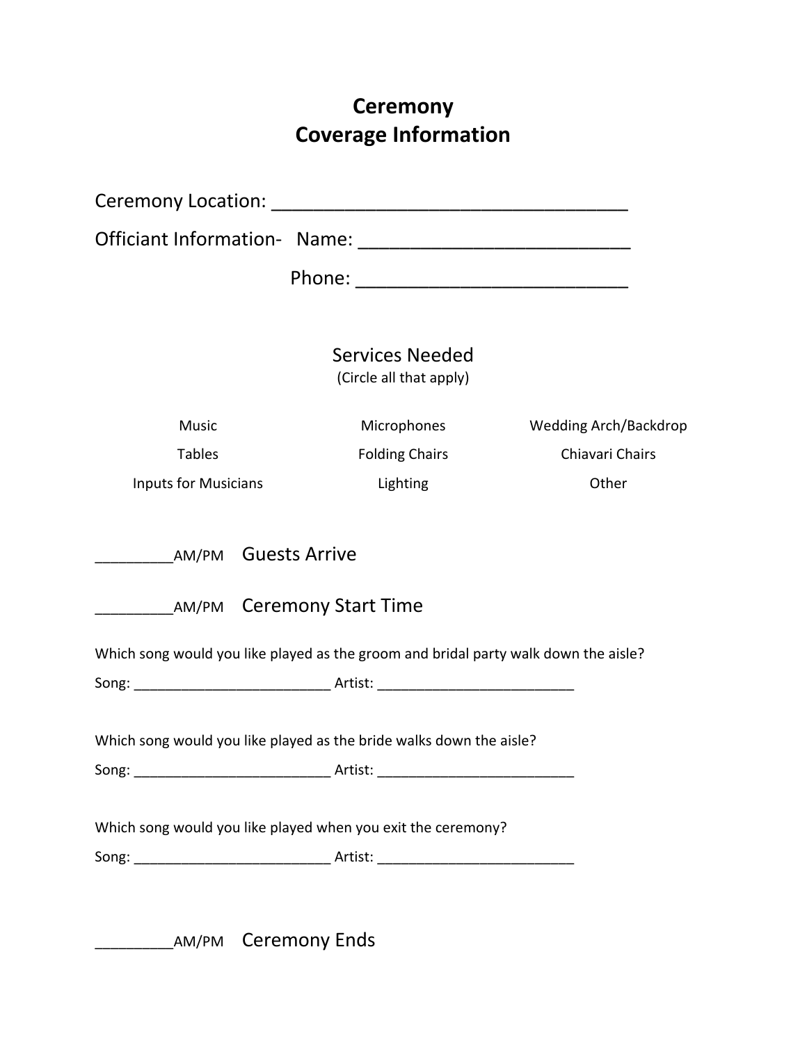# Ceremony
# Coverage Information

Ceremony Location: ________________________________

Officiant Information- Name: ________________________

Phone: ________________________

## Services Needed

(Circle all that apply)

| | | |
|---|---|---|
| Music | Microphones | Wedding Arch/Backdrop |
| Tables | Folding Chairs | Chiavari Chairs |
| Inputs for Musicians | Lighting | Other |

_________AM/PM Guests Arrive

_________AM/PM Ceremony Start Time

Which song would you like played as the groom and bridal party walk down the aisle?

Song: _________________________ Artist: _________________________

Which song would you like played as the bride walks down the aisle?

Song: _________________________ Artist: _________________________

Which song would you like played when you exit the ceremony?

Song: _________________________ Artist: _________________________

_________AM/PM Ceremony Ends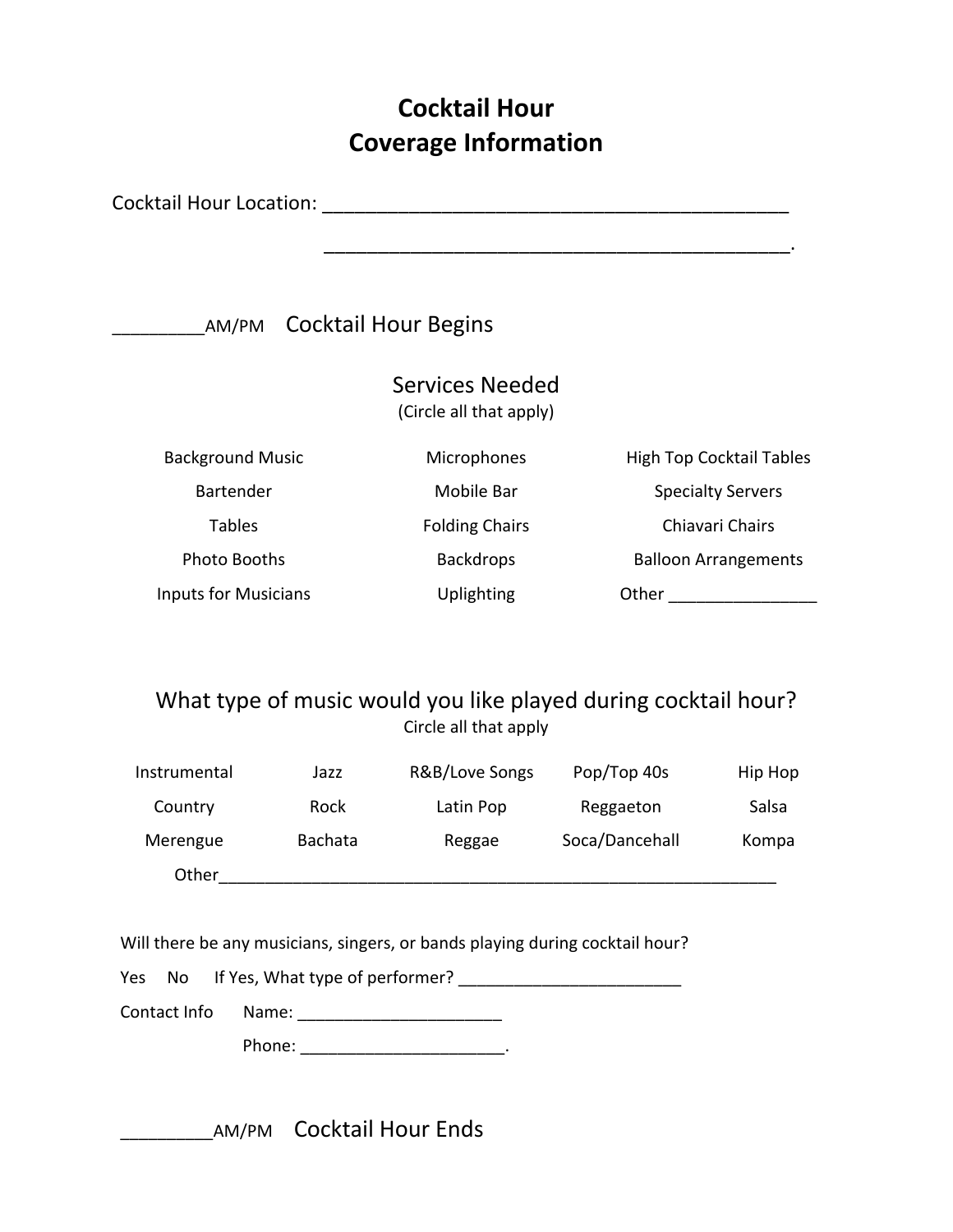# Cocktail Hour
# Coverage Information

Cocktail Hour Location: ____________________________________________

____________________________________________.

________AM/PM Cocktail Hour Begins

## Services Needed

(Circle all that apply)

| | | |
|---|---|---|
| Background Music | Microphones | High Top Cocktail Tables |
| Bartender | Mobile Bar | Specialty Servers |
| Tables | Folding Chairs | Chiavari Chairs |
| Photo Booths | Backdrops | Balloon Arrangements |
| Inputs for Musicians | Uplighting | Other _______________ |

## What type of music would you like played during cocktail hour?

Circle all that apply

| | | | | |
|---|---|---|---|---|
| Instrumental | Jazz | R&B/Love Songs | Pop/Top 40s | Hip Hop |
| Country | Rock | Latin Pop | Reggaeton | Salsa |
| Merengue | Bachata | Reggae | Soca/Dancehall | Kompa |

Other___________________________________________________________

Will there be any musicians, singers, or bands playing during cocktail hour?

Yes No If Yes, What type of performer? ________________________

Contact Info Name: ______________________

Phone: ______________________.

________AM/PM Cocktail Hour Ends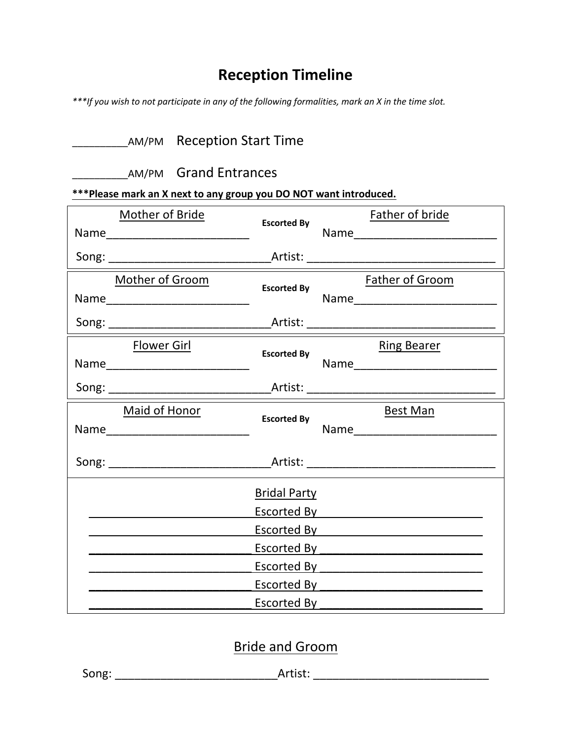# Reception Timeline

*\*\*\*If you wish to not participate in any of the following formalities, mark an X in the time slot.*

_________AM/PM Reception Start Time

_________AM/PM Grand Entrances

**\*\*\*Please mark an X next to any group you DO NOT want introduced.**

| Mother of Bride | Escorted By | Father of bride |
|---|---|---|
| Name_______________________ | | Name_______________________ |
| Song: __________________________ | Artist: ______________________________ | |

| Mother of Groom | Escorted By | Father of Groom |
|---|---|---|
| Name_______________________ | | Name_______________________ |
| Song: __________________________ | Artist: ______________________________ | |

| Flower Girl | Escorted By | Ring Bearer |
|---|---|---|
| Name_______________________ | | Name_______________________ |
| Song: __________________________ | Artist: ______________________________ | |

| Maid of Honor | Escorted By | Best Man |
|---|---|---|
| Name_______________________ | | Name_______________________ |
| Song: __________________________ | Artist: ______________________________ | |

**Bridal Party**

__________________________ Escorted By __________________________

__________________________ Escorted By __________________________

__________________________ Escorted By __________________________

__________________________ Escorted By __________________________

__________________________ Escorted By __________________________

__________________________ Escorted By __________________________

## Bride and Groom

Song: __________________________Artist: ____________________________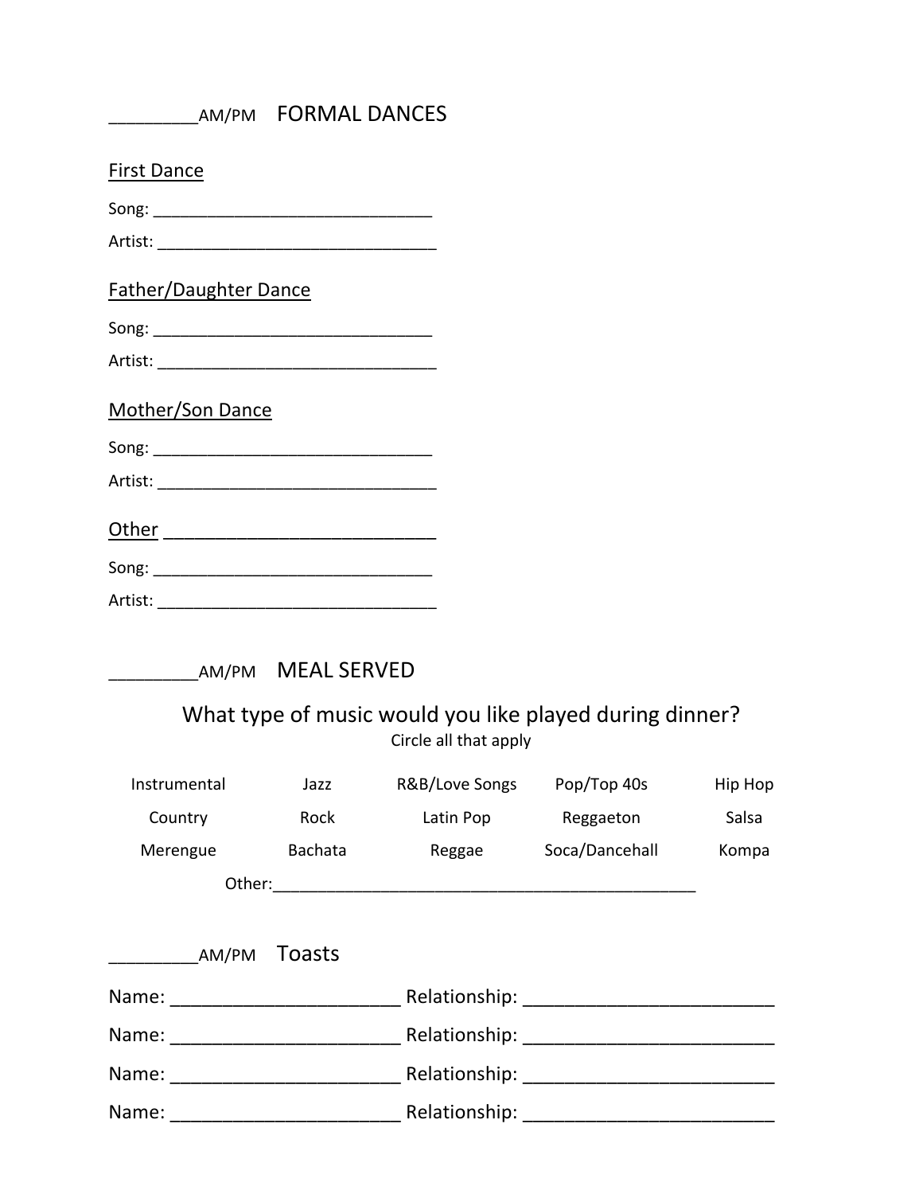## _________AM/PM FORMAL DANCES

First Dance

Song: _______________________________

Artist: _______________________________

Father/Daughter Dance

Song: _______________________________

Artist: _______________________________

Mother/Son Dance

Song: _______________________________

Artist: _______________________________

Other ___________________________

Song: _______________________________

Artist: _______________________________

## _________AM/PM MEAL SERVED

### What type of music would you like played during dinner?

Circle all that apply

| Instrumental | Jazz | R&B/Love Songs | Pop/Top 40s | Hip Hop |
|---|---|---|---|---|
| Country | Rock | Latin Pop | Reggaeton | Salsa |
| Merengue | Bachata | Reggae | Soca/Dancehall | Kompa |

Other:_______________________________________________

## _________AM/PM Toasts

Name: _______________________ Relationship: _________________________

Name: _______________________ Relationship: _________________________

Name: _______________________ Relationship: _________________________

Name: _______________________ Relationship: _________________________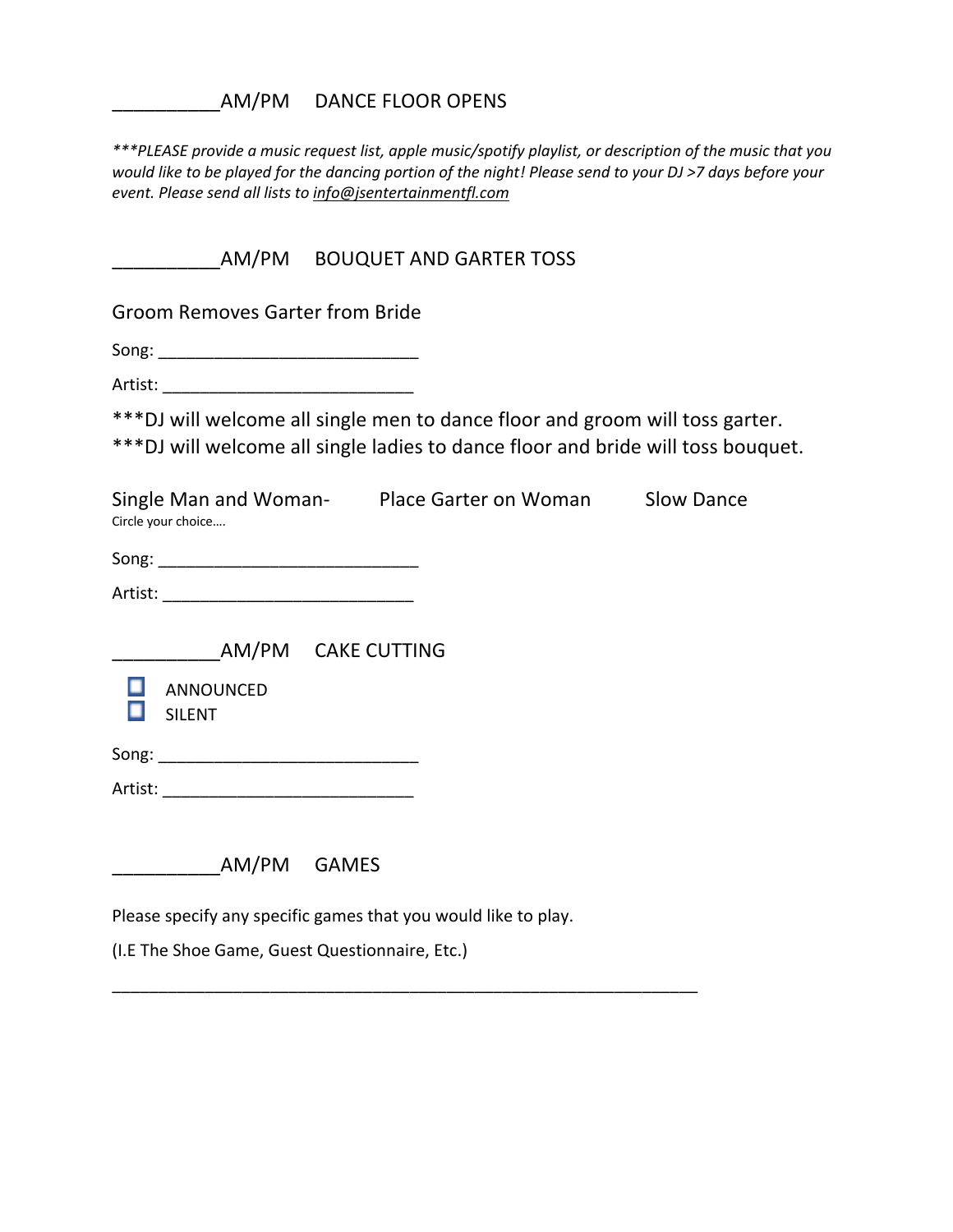__________AM/PM DANCE FLOOR OPENS

****PLEASE provide a music request list, apple music/spotify playlist, or description of the music that you would like to be played for the dancing portion of the night! Please send to your DJ >7 days before your event. Please send all lists to info@jsentertainmentfl.com*

__________AM/PM BOUQUET AND GARTER TOSS

Groom Removes Garter from Bride

Song: ___________________________

Artist: __________________________

***DJ will welcome all single men to dance floor and groom will toss garter.
***DJ will welcome all single ladies to dance floor and bride will toss bouquet.

Single Man and Woman- Place Garter on Woman Slow Dance

Circle your choice….

Song: ___________________________

Artist: __________________________

__________AM/PM CAKE CUTTING

- ☐ ANNOUNCED
- ☐ SILENT

Song: ___________________________

Artist: __________________________

__________AM/PM GAMES

Please specify any specific games that you would like to play.

(I.E The Shoe Game, Guest Questionnaire, Etc.)

_______________________________________________________________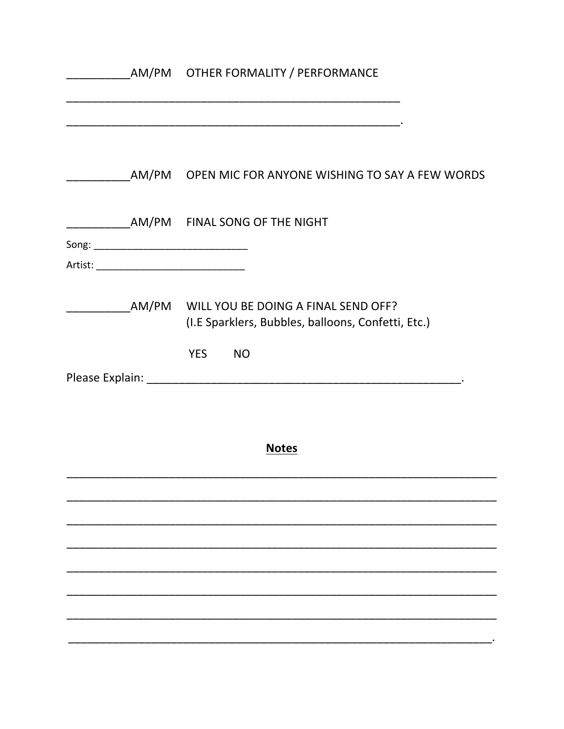__________AM/PM    OTHER FORMALITY / PERFORMANCE

_______________________________________________________

_______________________________________________________.

__________AM/PM    OPEN MIC FOR ANYONE WISHING TO SAY A FEW WORDS

__________AM/PM    FINAL SONG OF THE NIGHT

Song: ____________________________

Artist: ___________________________

__________AM/PM    WILL YOU BE DOING A FINAL SEND OFF?
(I.E Sparklers, Bubbles, balloons, Confetti, Etc.)

YES    NO

Please Explain: ____________________________________________________.

## **Notes**

______________________________________________________________________

______________________________________________________________________

______________________________________________________________________

______________________________________________________________________

______________________________________________________________________

______________________________________________________________________

______________________________________________________________________

_____________________________________________________________________.